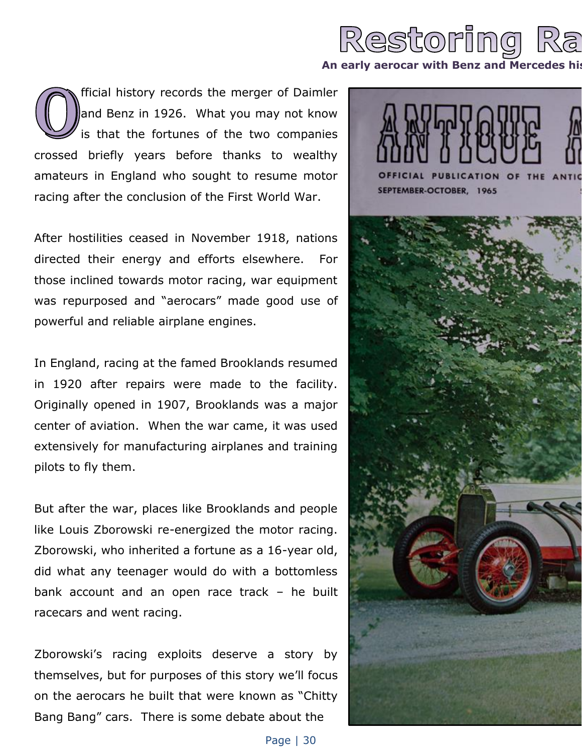# Restoring Ra

**An early aerocar with Benz and Mercedes his**

Official history records the merger of Daimler and Benz in 1926. What you may not know is that the fortunes of the two companies crossed briefly years before thanks to wealthy amateurs in England who sought to resume motor racing after the conclusion of the First World War.

After hostilities ceased in November 1918, nations directed their energy and efforts elsewhere. For those inclined towards motor racing, war equipment was repurposed and "aerocars" made good use of powerful and reliable airplane engines.

In England, racing at the famed Brooklands resumed in 1920 after repairs were made to the facility. Originally opened in 1907, Brooklands was a major center of aviation. When the war came, it was used extensively for manufacturing airplanes and training pilots to fly them.

But after the war, places like Brooklands and people like Louis Zborowski re-energized the motor racing. Zborowski, who inherited a fortune as a 16-year old, did what any teenager would do with a bottomless bank account and an open race track – he built racecars and went racing.

Zborowski's racing exploits deserve a story by themselves, but for purposes of this story we'll focus on the aerocars he built that were known as "Chitty Bang Bang" cars. There is some debate about the

ANTIQUE A

OFFICIAL PUBLICATION OF THE ANTIC

SEPTEMBER-OCTOBER, 1965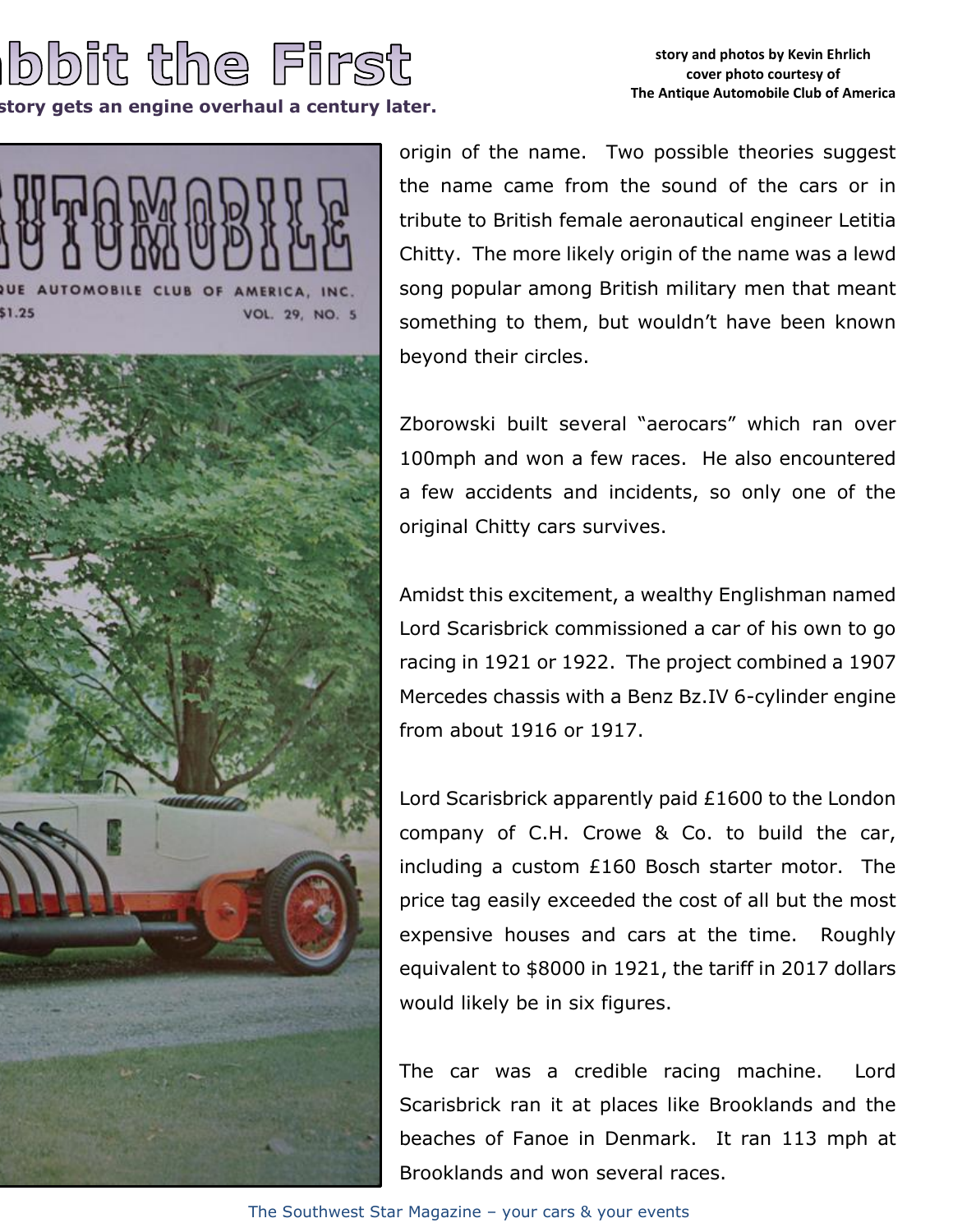# bbit the First

**story gets an engine overhaul a century later.**

**story and photos by Kevin Ehrlich**
**cover photo courtesy of**
**The Antique Automobile Club of America**

origin of the name. Two possible theories suggest the name came from the sound of the cars or in tribute to British female aeronautical engineer Letitia Chitty. The more likely origin of the name was a lewd song popular among British military men that meant something to them, but wouldn't have been known beyond their circles.

Zborowski built several "aerocars" which ran over 100mph and won a few races. He also encountered a few accidents and incidents, so only one of the original Chitty cars survives.

Amidst this excitement, a wealthy Englishman named Lord Scarisbrick commissioned a car of his own to go racing in 1921 or 1922. The project combined a 1907 Mercedes chassis with a Benz Bz.IV 6-cylinder engine from about 1916 or 1917.

Lord Scarisbrick apparently paid £1600 to the London company of C.H. Crowe & Co. to build the car, including a custom £160 Bosch starter motor. The price tag easily exceeded the cost of all but the most expensive houses and cars at the time. Roughly equivalent to $8000 in 1921, the tariff in 2017 dollars would likely be in six figures.

The car was a credible racing machine. Lord Scarisbrick ran it at places like Brooklands and the beaches of Fanoe in Denmark. It ran 113 mph at Brooklands and won several races.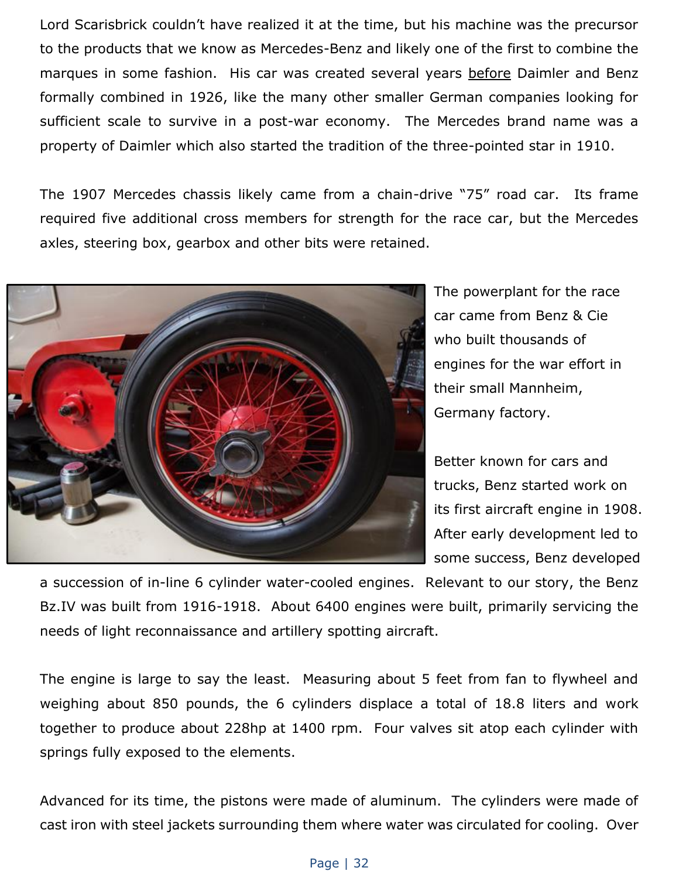Lord Scarisbrick couldn't have realized it at the time, but his machine was the precursor to the products that we know as Mercedes-Benz and likely one of the first to combine the marques in some fashion. His car was created several years before Daimler and Benz formally combined in 1926, like the many other smaller German companies looking for sufficient scale to survive in a post-war economy. The Mercedes brand name was a property of Daimler which also started the tradition of the three-pointed star in 1910.

The 1907 Mercedes chassis likely came from a chain-drive "75" road car. Its frame required five additional cross members for strength for the race car, but the Mercedes axles, steering box, gearbox and other bits were retained.

The powerplant for the race car came from Benz & Cie who built thousands of engines for the war effort in their small Mannheim, Germany factory.

Better known for cars and trucks, Benz started work on its first aircraft engine in 1908. After early development led to some success, Benz developed a succession of in-line 6 cylinder water-cooled engines. Relevant to our story, the Benz Bz.IV was built from 1916-1918. About 6400 engines were built, primarily servicing the needs of light reconnaissance and artillery spotting aircraft.

The engine is large to say the least. Measuring about 5 feet from fan to flywheel and weighing about 850 pounds, the 6 cylinders displace a total of 18.8 liters and work together to produce about 228hp at 1400 rpm. Four valves sit atop each cylinder with springs fully exposed to the elements.

Advanced for its time, the pistons were made of aluminum. The cylinders were made of cast iron with steel jackets surrounding them where water was circulated for cooling. Over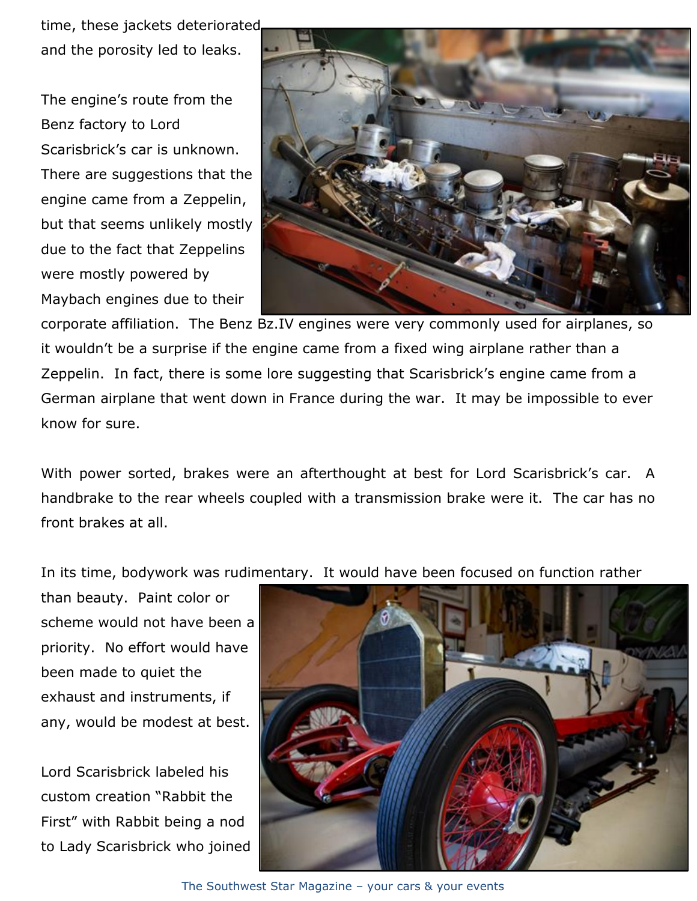time, these jackets deteriorated and the porosity led to leaks.

The engine's route from the Benz factory to Lord Scarisbrick's car is unknown. There are suggestions that the engine came from a Zeppelin, but that seems unlikely mostly due to the fact that Zeppelins were mostly powered by Maybach engines due to their corporate affiliation. The Benz Bz.IV engines were very commonly used for airplanes, so it wouldn't be a surprise if the engine came from a fixed wing airplane rather than a Zeppelin. In fact, there is some lore suggesting that Scarisbrick's engine came from a German airplane that went down in France during the war. It may be impossible to ever know for sure.

With power sorted, brakes were an afterthought at best for Lord Scarisbrick's car. A handbrake to the rear wheels coupled with a transmission brake were it. The car has no front brakes at all.

In its time, bodywork was rudimentary. It would have been focused on function rather than beauty. Paint color or scheme would not have been a priority. No effort would have been made to quiet the exhaust and instruments, if any, would be modest at best.

Lord Scarisbrick labeled his custom creation "Rabbit the First" with Rabbit being a nod to Lady Scarisbrick who joined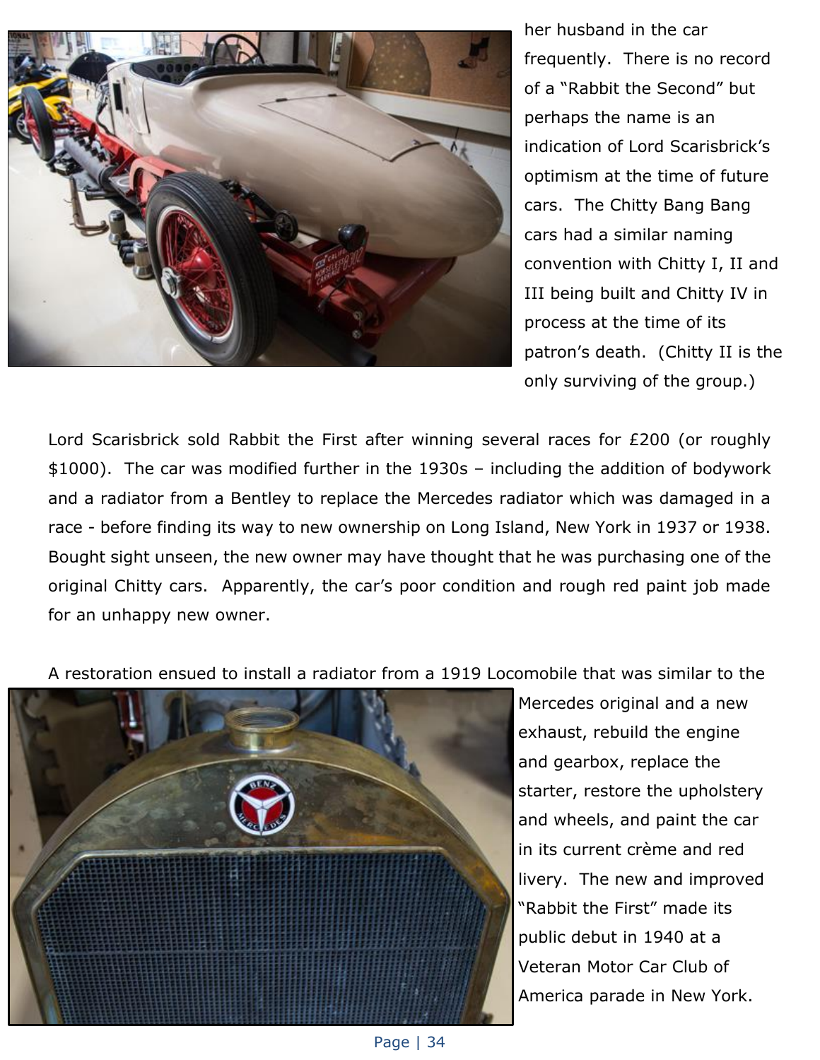her husband in the car frequently. There is no record of a “Rabbit the Second” but perhaps the name is an indication of Lord Scarisbrick’s optimism at the time of future cars. The Chitty Bang Bang cars had a similar naming convention with Chitty I, II and III being built and Chitty IV in process at the time of its patron’s death. (Chitty II is the only surviving of the group.)

Lord Scarisbrick sold Rabbit the First after winning several races for £200 (or roughly $1000). The car was modified further in the 1930s – including the addition of bodywork and a radiator from a Bentley to replace the Mercedes radiator which was damaged in a race - before finding its way to new ownership on Long Island, New York in 1937 or 1938. Bought sight unseen, the new owner may have thought that he was purchasing one of the original Chitty cars. Apparently, the car’s poor condition and rough red paint job made for an unhappy new owner.

A restoration ensued to install a radiator from a 1919 Locomobile that was similar to the Mercedes original and a new exhaust, rebuild the engine and gearbox, replace the starter, restore the upholstery and wheels, and paint the car in its current crème and red livery. The new and improved “Rabbit the First” made its public debut in 1940 at a Veteran Motor Car Club of America parade in New York.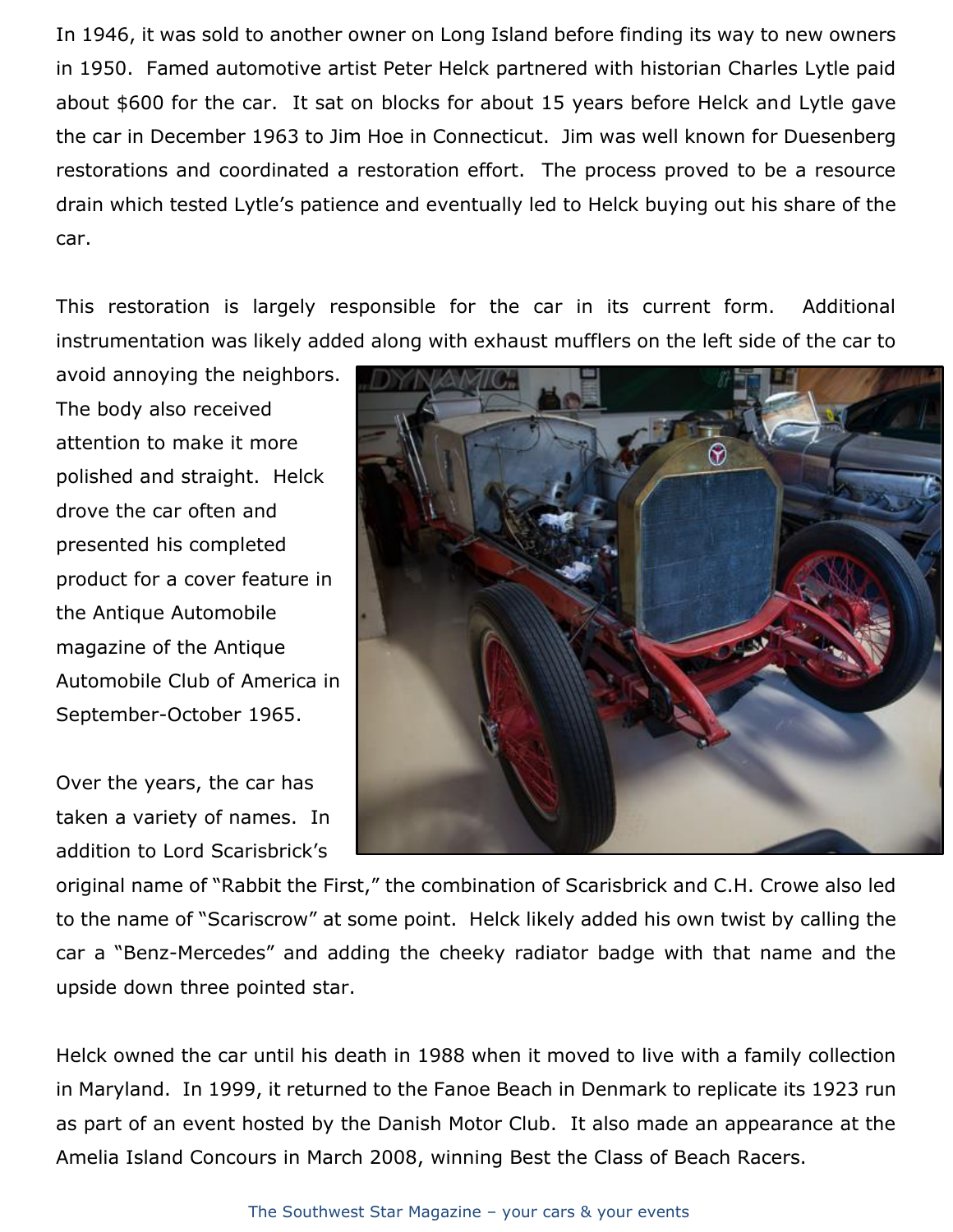In 1946, it was sold to another owner on Long Island before finding its way to new owners in 1950. Famed automotive artist Peter Helck partnered with historian Charles Lytle paid about $600 for the car. It sat on blocks for about 15 years before Helck and Lytle gave the car in December 1963 to Jim Hoe in Connecticut. Jim was well known for Duesenberg restorations and coordinated a restoration effort. The process proved to be a resource drain which tested Lytle's patience and eventually led to Helck buying out his share of the car.

This restoration is largely responsible for the car in its current form. Additional instrumentation was likely added along with exhaust mufflers on the left side of the car to avoid annoying the neighbors. The body also received attention to make it more polished and straight. Helck drove the car often and presented his completed product for a cover feature in the Antique Automobile magazine of the Antique Automobile Club of America in September-October 1965.

Over the years, the car has taken a variety of names. In addition to Lord Scarisbrick's original name of "Rabbit the First," the combination of Scarisbrick and C.H. Crowe also led to the name of "Scariscrow" at some point. Helck likely added his own twist by calling the car a "Benz-Mercedes" and adding the cheeky radiator badge with that name and the upside down three pointed star.

Helck owned the car until his death in 1988 when it moved to live with a family collection in Maryland. In 1999, it returned to the Fanoe Beach in Denmark to replicate its 1923 run as part of an event hosted by the Danish Motor Club. It also made an appearance at the Amelia Island Concours in March 2008, winning Best the Class of Beach Racers.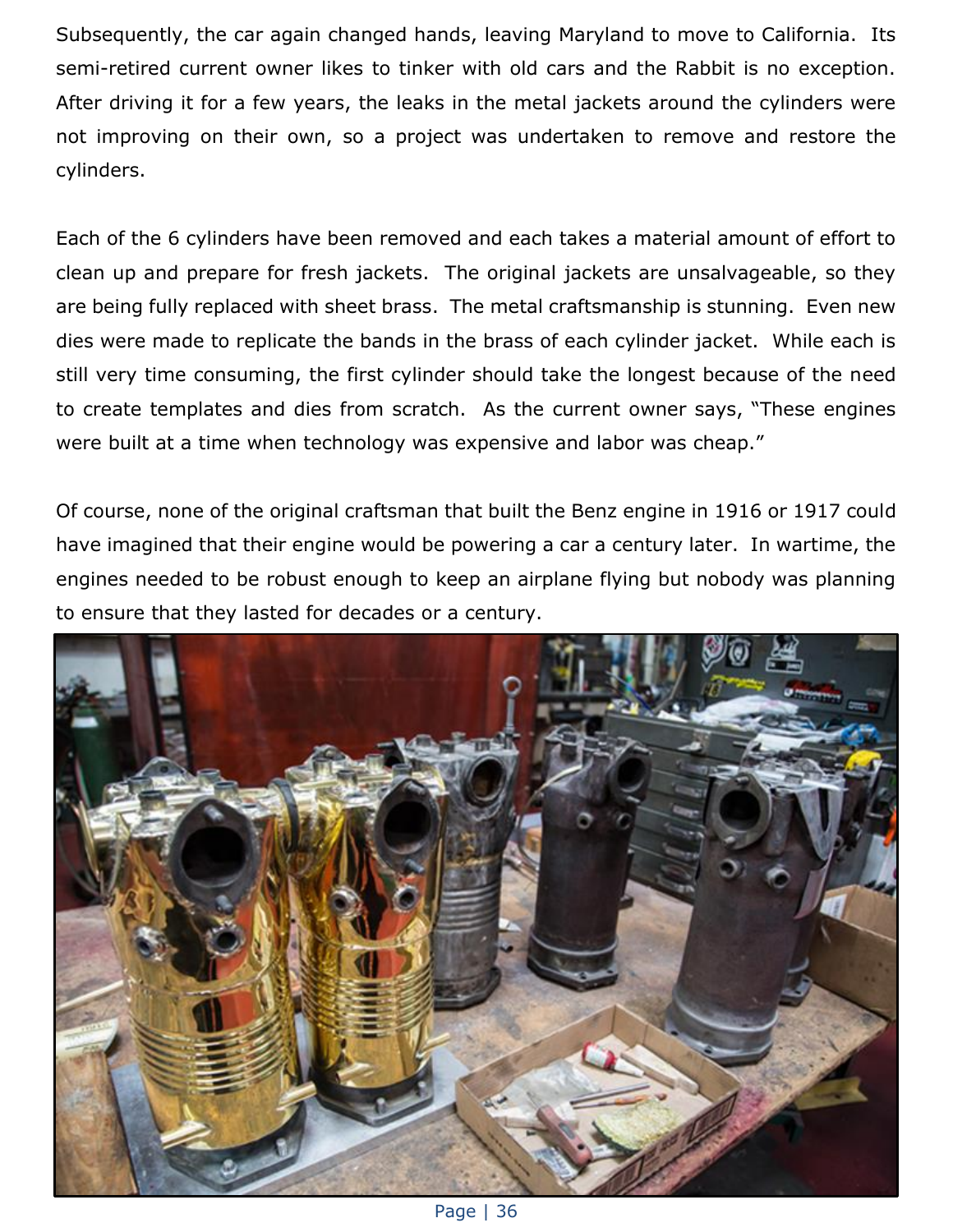Subsequently, the car again changed hands, leaving Maryland to move to California. Its semi-retired current owner likes to tinker with old cars and the Rabbit is no exception. After driving it for a few years, the leaks in the metal jackets around the cylinders were not improving on their own, so a project was undertaken to remove and restore the cylinders.

Each of the 6 cylinders have been removed and each takes a material amount of effort to clean up and prepare for fresh jackets. The original jackets are unsalvageable, so they are being fully replaced with sheet brass. The metal craftsmanship is stunning. Even new dies were made to replicate the bands in the brass of each cylinder jacket. While each is still very time consuming, the first cylinder should take the longest because of the need to create templates and dies from scratch. As the current owner says, "These engines were built at a time when technology was expensive and labor was cheap."

Of course, none of the original craftsman that built the Benz engine in 1916 or 1917 could have imagined that their engine would be powering a car a century later. In wartime, the engines needed to be robust enough to keep an airplane flying but nobody was planning to ensure that they lasted for decades or a century.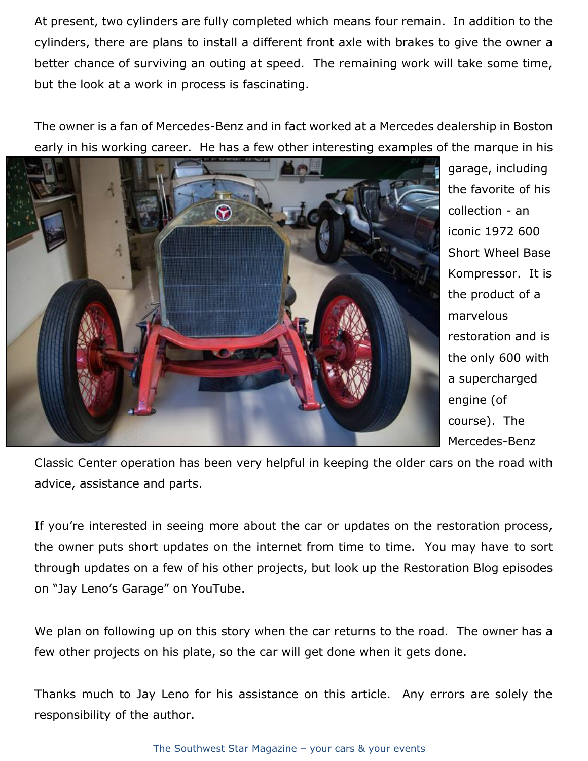At present, two cylinders are fully completed which means four remain. In addition to the cylinders, there are plans to install a different front axle with brakes to give the owner a better chance of surviving an outing at speed. The remaining work will take some time, but the look at a work in process is fascinating.

The owner is a fan of Mercedes-Benz and in fact worked at a Mercedes dealership in Boston early in his working career. He has a few other interesting examples of the marque in his garage, including the favorite of his collection - an iconic 1972 600 Short Wheel Base Kompressor. It is the product of a marvelous restoration and is the only 600 with a supercharged engine (of course). The Mercedes-Benz Classic Center operation has been very helpful in keeping the older cars on the road with advice, assistance and parts.

If you're interested in seeing more about the car or updates on the restoration process, the owner puts short updates on the internet from time to time. You may have to sort through updates on a few of his other projects, but look up the Restoration Blog episodes on "Jay Leno's Garage" on YouTube.

We plan on following up on this story when the car returns to the road. The owner has a few other projects on his plate, so the car will get done when it gets done.

Thanks much to Jay Leno for his assistance on this article. Any errors are solely the responsibility of the author.